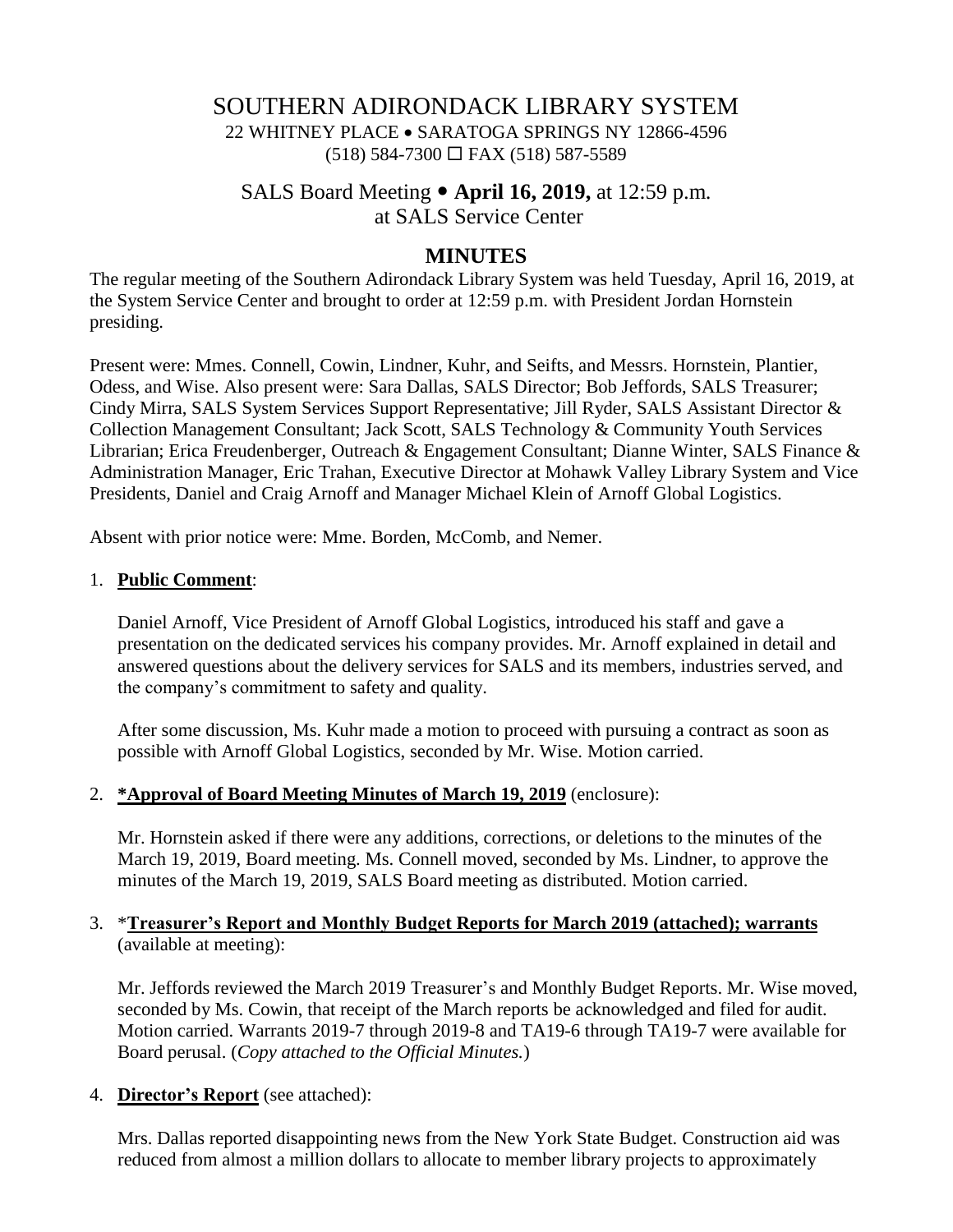# SOUTHERN ADIRONDACK LIBRARY SYSTEM

22 WHITNEY PLACE • SARATOGA SPRINGS NY 12866-4596
(518) 584-7300 ☐ FAX (518) 587-5589

SALS Board Meeting • **April 16, 2019,** at 12:59 p.m.
at SALS Service Center

## MINUTES

The regular meeting of the Southern Adirondack Library System was held Tuesday, April 16, 2019, at the System Service Center and brought to order at 12:59 p.m. with President Jordan Hornstein presiding.

Present were: Mmes. Connell, Cowin, Lindner, Kuhr, and Seifts, and Messrs. Hornstein, Plantier, Odess, and Wise. Also present were: Sara Dallas, SALS Director; Bob Jeffords, SALS Treasurer; Cindy Mirra, SALS System Services Support Representative; Jill Ryder, SALS Assistant Director & Collection Management Consultant; Jack Scott, SALS Technology & Community Youth Services Librarian; Erica Freudenberger, Outreach & Engagement Consultant; Dianne Winter, SALS Finance & Administration Manager, Eric Trahan, Executive Director at Mohawk Valley Library System and Vice Presidents, Daniel and Craig Arnoff and Manager Michael Klein of Arnoff Global Logistics.

Absent with prior notice were: Mme. Borden, McComb, and Nemer.

1. **Public Comment**:

   Daniel Arnoff, Vice President of Arnoff Global Logistics, introduced his staff and gave a presentation on the dedicated services his company provides. Mr. Arnoff explained in detail and answered questions about the delivery services for SALS and its members, industries served, and the company's commitment to safety and quality.

   After some discussion, Ms. Kuhr made a motion to proceed with pursuing a contract as soon as possible with Arnoff Global Logistics, seconded by Mr. Wise. Motion carried.

2. **\*Approval of Board Meeting Minutes of March 19, 2019** (enclosure):

   Mr. Hornstein asked if there were any additions, corrections, or deletions to the minutes of the March 19, 2019, Board meeting. Ms. Connell moved, seconded by Ms. Lindner, to approve the minutes of the March 19, 2019, SALS Board meeting as distributed. Motion carried.

3. \***Treasurer's Report and Monthly Budget Reports for March 2019 (attached); warrants** (available at meeting):

   Mr. Jeffords reviewed the March 2019 Treasurer's and Monthly Budget Reports. Mr. Wise moved, seconded by Ms. Cowin, that receipt of the March reports be acknowledged and filed for audit. Motion carried. Warrants 2019-7 through 2019-8 and TA19-6 through TA19-7 were available for Board perusal. (*Copy attached to the Official Minutes.*)

4. **Director's Report** (see attached):

   Mrs. Dallas reported disappointing news from the New York State Budget. Construction aid was reduced from almost a million dollars to allocate to member library projects to approximately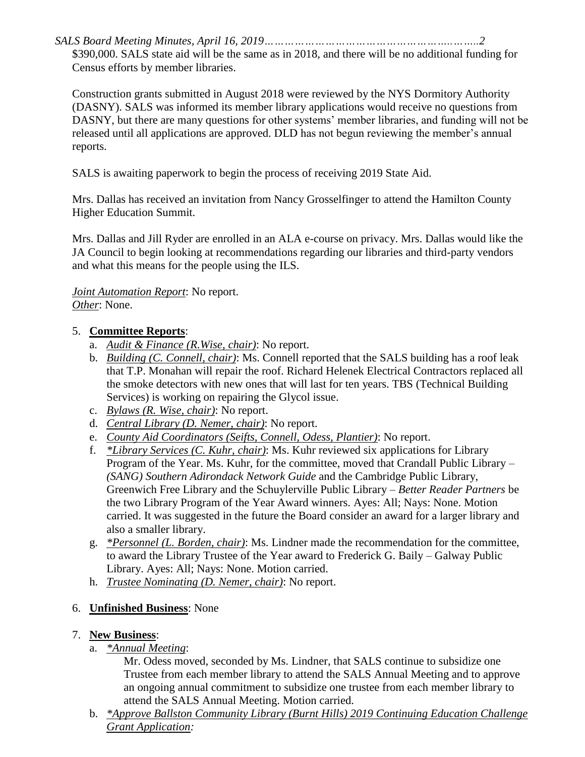$390,000. SALS state aid will be the same as in 2018, and there will be no additional funding for Census efforts by member libraries.

Construction grants submitted in August 2018 were reviewed by the NYS Dormitory Authority (DASNY). SALS was informed its member library applications would receive no questions from DASNY, but there are many questions for other systems' member libraries, and funding will not be released until all applications are approved. DLD has not begun reviewing the member's annual reports.

SALS is awaiting paperwork to begin the process of receiving 2019 State Aid.

Mrs. Dallas has received an invitation from Nancy Grosselfinger to attend the Hamilton County Higher Education Summit.

Mrs. Dallas and Jill Ryder are enrolled in an ALA e-course on privacy. Mrs. Dallas would like the JA Council to begin looking at recommendations regarding our libraries and third-party vendors and what this means for the people using the ILS.

*Joint Automation Report*: No report.
*Other*: None.

5. **Committee Reports**:
   a. *Audit & Finance (R.Wise, chair)*: No report.
   b. *Building (C. Connell, chair)*: Ms. Connell reported that the SALS building has a roof leak that T.P. Monahan will repair the roof. Richard Helenek Electrical Contractors replaced all the smoke detectors with new ones that will last for ten years. TBS (Technical Building Services) is working on repairing the Glycol issue.
   c. *Bylaws (R. Wise, chair)*: No report.
   d. *Central Library (D. Nemer, chair)*: No report.
   e. *County Aid Coordinators (Seifts, Connell, Odess, Plantier)*: No report.
   f. *\*Library Services (C. Kuhr, chair)*: Ms. Kuhr reviewed six applications for Library Program of the Year. Ms. Kuhr, for the committee, moved that Crandall Public Library – *(SANG) Southern Adirondack Network Guide* and the Cambridge Public Library, Greenwich Free Library and the Schuylerville Public Library – *Better Reader Partners* be the two Library Program of the Year Award winners. Ayes: All; Nays: None. Motion carried. It was suggested in the future the Board consider an award for a larger library and also a smaller library.
   g. *\*Personnel (L. Borden, chair)*: Ms. Lindner made the recommendation for the committee, to award the Library Trustee of the Year award to Frederick G. Baily – Galway Public Library. Ayes: All; Nays: None. Motion carried.
   h. *Trustee Nominating (D. Nemer, chair)*: No report.

6. **Unfinished Business**: None

7. **New Business**:
   a. *\*Annual Meeting*:

      Mr. Odess moved, seconded by Ms. Lindner, that SALS continue to subsidize one Trustee from each member library to attend the SALS Annual Meeting and to approve an ongoing annual commitment to subsidize one trustee from each member library to attend the SALS Annual Meeting. Motion carried.
   b. *\*Approve Ballston Community Library (Burnt Hills) 2019 Continuing Education Challenge Grant Application:*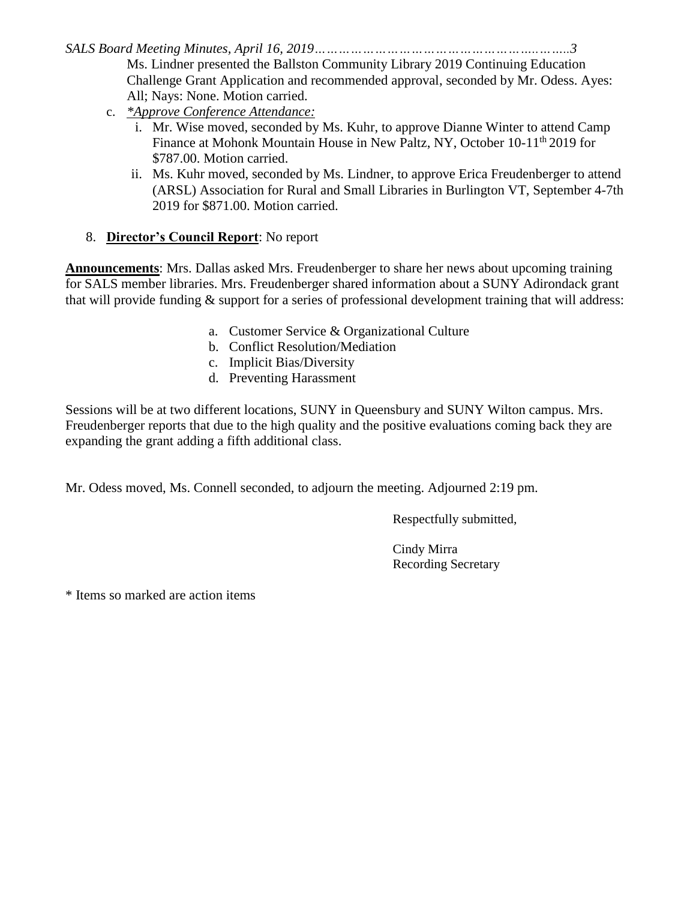Ms. Lindner presented the Ballston Community Library 2019 Continuing Education Challenge Grant Application and recommended approval, seconded by Mr. Odess. Ayes: All; Nays: None. Motion carried.

c. *\*Approve Conference Attendance:*
   i. Mr. Wise moved, seconded by Ms. Kuhr, to approve Dianne Winter to attend Camp Finance at Mohonk Mountain House in New Paltz, NY, October 10-11th 2019 for $787.00. Motion carried.
   ii. Ms. Kuhr moved, seconded by Ms. Lindner, to approve Erica Freudenberger to attend (ARSL) Association for Rural and Small Libraries in Burlington VT, September 4-7th 2019 for $871.00. Motion carried.

8. **Director's Council Report**: No report

**Announcements**: Mrs. Dallas asked Mrs. Freudenberger to share her news about upcoming training for SALS member libraries. Mrs. Freudenberger shared information about a SUNY Adirondack grant that will provide funding & support for a series of professional development training that will address:

a. Customer Service & Organizational Culture
b. Conflict Resolution/Mediation
c. Implicit Bias/Diversity
d. Preventing Harassment

Sessions will be at two different locations, SUNY in Queensbury and SUNY Wilton campus. Mrs. Freudenberger reports that due to the high quality and the positive evaluations coming back they are expanding the grant adding a fifth additional class.

Mr. Odess moved, Ms. Connell seconded, to adjourn the meeting. Adjourned 2:19 pm.

Respectfully submitted,

Cindy Mirra
Recording Secretary

\* Items so marked are action items